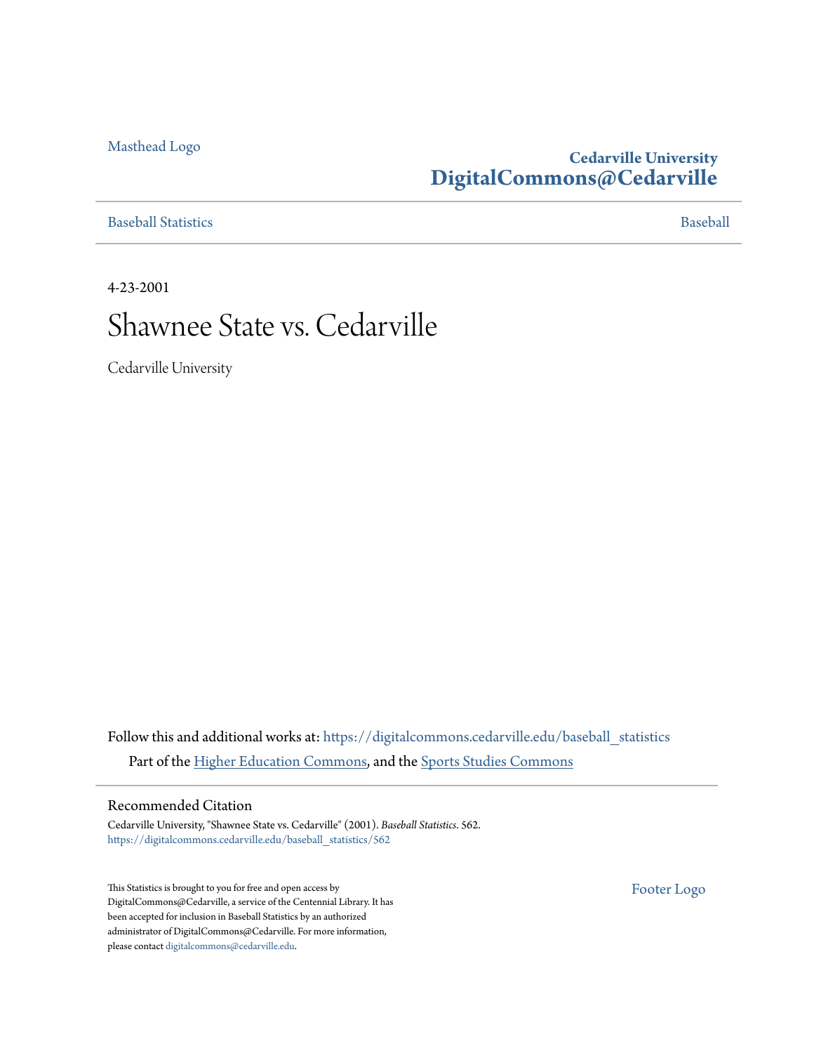Masthead Logo

**Cedarville University**
**DigitalCommons@Cedarville**

Baseball Statistics | Baseball

4-23-2001

# Shawnee State vs. Cedarville

Cedarville University

Follow this and additional works at: https://digitalcommons.cedarville.edu/baseball_statistics

Part of the Higher Education Commons, and the Sports Studies Commons

## Recommended Citation

Cedarville University, "Shawnee State vs. Cedarville" (2001). *Baseball Statistics*. 562.
https://digitalcommons.cedarville.edu/baseball_statistics/562

This Statistics is brought to you for free and open access by DigitalCommons@Cedarville, a service of the Centennial Library. It has been accepted for inclusion in Baseball Statistics by an authorized administrator of DigitalCommons@Cedarville. For more information, please contact digitalcommons@cedarville.edu.

Footer Logo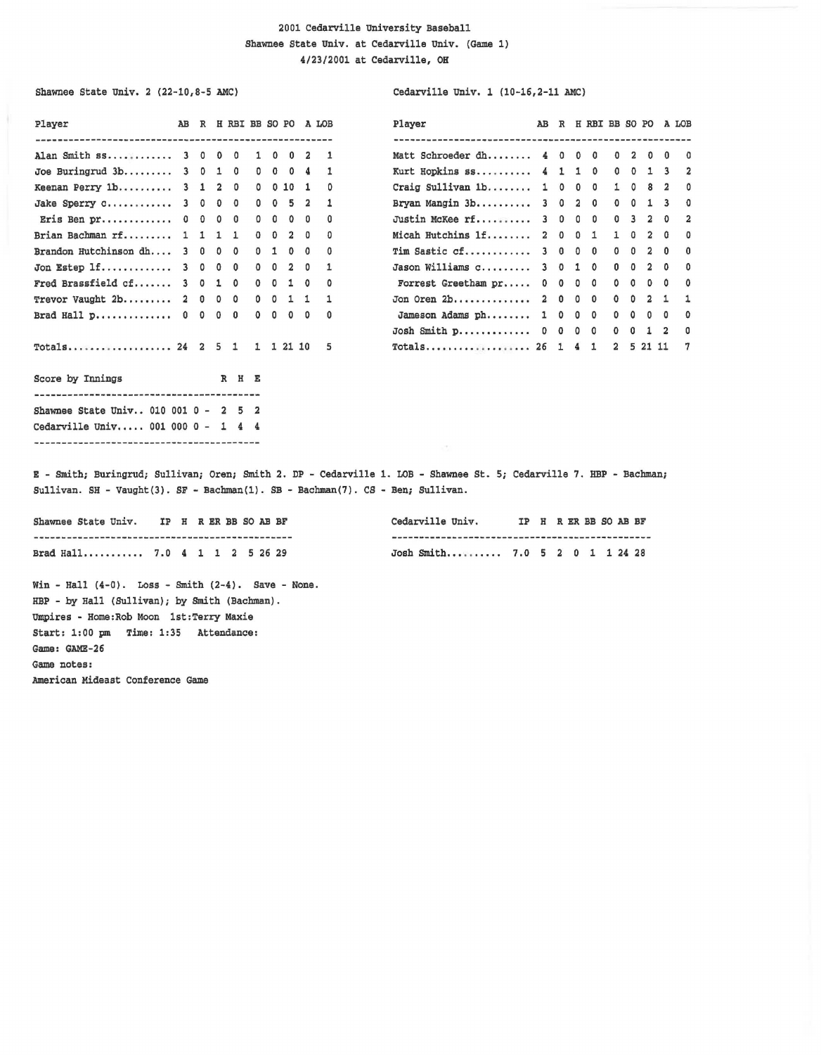# 2001 Cedarville University Baseball

## Shawnee State Univ. at Cedarville Univ. (Game 1)

4/23/2001 at Cedarville, OH

**Shawnee State Univ. 2 (22-10,8-5 AMC)**

| Player | AB | R | H | RBI | BB | SO | PO | A | LOB |
|---|---|---|---|---|---|---|---|---|---|
| Alan Smith ss | 3 | 0 | 0 | 0 | 1 | 0 | 0 | 2 | 1 |
| Joe Buringrud 3b | 3 | 0 | 1 | 0 | 0 | 0 | 0 | 4 | 1 |
| Keenan Perry 1b | 3 | 1 | 2 | 0 | 0 | 0 | 10 | 1 | 0 |
| Jake Sperry c | 3 | 0 | 0 | 0 | 0 | 0 | 5 | 2 | 1 |
| Eris Ben pr | 0 | 0 | 0 | 0 | 0 | 0 | 0 | 0 | 0 |
| Brian Bachman rf | 1 | 1 | 1 | 1 | 0 | 0 | 2 | 0 | 0 |
| Brandon Hutchinson dh | 3 | 0 | 0 | 0 | 0 | 1 | 0 | 0 | 0 |
| Jon Estep lf | 3 | 0 | 0 | 0 | 0 | 0 | 2 | 0 | 1 |
| Fred Brassfield cf | 3 | 0 | 1 | 0 | 0 | 0 | 1 | 0 | 0 |
| Trevor Vaught 2b | 2 | 0 | 0 | 0 | 0 | 0 | 1 | 1 | 1 |
| Brad Hall p | 0 | 0 | 0 | 0 | 0 | 0 | 0 | 0 | 0 |
| Totals | 24 | 2 | 5 | 1 | 1 | 1 | 21 | 10 | 5 |

**Cedarville Univ. 1 (10-16,2-11 AMC)**

| Player | AB | R | H | RBI | BB | SO | PO | A | LOB |
|---|---|---|---|---|---|---|---|---|---|
| Matt Schroeder dh | 4 | 0 | 0 | 0 | 0 | 2 | 0 | 0 | 0 |
| Kurt Hopkins ss | 4 | 1 | 1 | 0 | 0 | 0 | 1 | 3 | 2 |
| Craig Sullivan 1b | 1 | 0 | 0 | 0 | 1 | 0 | 8 | 2 | 0 |
| Bryan Mangin 3b | 3 | 0 | 2 | 0 | 0 | 0 | 1 | 3 | 0 |
| Justin McKee rf | 3 | 0 | 0 | 0 | 0 | 3 | 2 | 0 | 2 |
| Micah Hutchins lf | 2 | 0 | 0 | 1 | 1 | 0 | 2 | 0 | 0 |
| Tim Sastic cf | 3 | 0 | 0 | 0 | 0 | 0 | 2 | 0 | 0 |
| Jason Williams c | 3 | 0 | 1 | 0 | 0 | 0 | 2 | 0 | 0 |
| Forrest Greetham pr | 0 | 0 | 0 | 0 | 0 | 0 | 0 | 0 | 0 |
| Jon Oren 2b | 2 | 0 | 0 | 0 | 0 | 0 | 2 | 1 | 1 |
| Jameson Adams ph | 1 | 0 | 0 | 0 | 0 | 0 | 0 | 0 | 0 |
| Josh Smith p | 0 | 0 | 0 | 0 | 0 | 0 | 1 | 2 | 0 |
| Totals | 26 | 1 | 4 | 1 | 2 | 5 | 21 | 11 | 7 |

| Score by Innings | | R | H | E |
|---|---|---|---|---|
| Shawnee State Univ. | 010 001 0 | 2 | 5 | 2 |
| Cedarville Univ. | 001 000 0 | 1 | 4 | 4 |

E - Smith; Buringrud; Sullivan; Oren; Smith 2. DP - Cedarville 1. LOB - Shawnee St. 5; Cedarville 7. HBP - Bachman; Sullivan. SH - Vaught(3). SF - Bachman(1). SB - Bachman(7). CS - Ben; Sullivan.

| Shawnee State Univ. | IP | H | R | ER | BB | SO | AB | BF |
|---|---|---|---|---|---|---|---|---|
| Brad Hall | 7.0 | 4 | 1 | 1 | 2 | 5 | 26 | 29 |

| Cedarville Univ. | IP | H | R | ER | BB | SO | AB | BF |
|---|---|---|---|---|---|---|---|---|
| Josh Smith | 7.0 | 5 | 2 | 0 | 1 | 1 | 24 | 28 |

Win - Hall (4-0). Loss - Smith (2-4). Save - None.
HBP - by Hall (Sullivan); by Smith (Bachman).
Umpires - Home:Rob Moon 1st:Terry Maxie
Start: 1:00 pm Time: 1:35 Attendance:
Game: GAME-26
Game notes:
American Mideast Conference Game